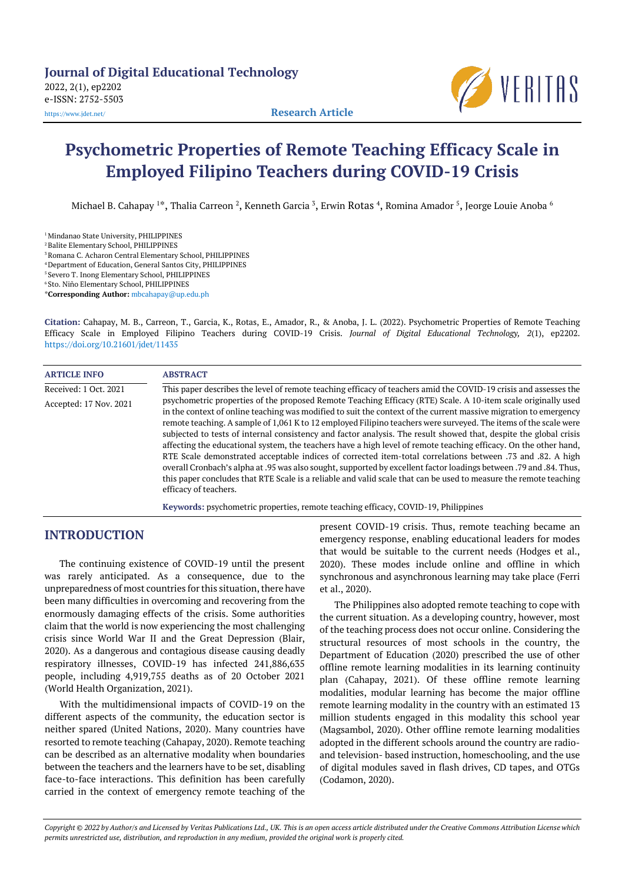# Psychometric Properties of Remote Teaching Efficacy Scale in Employed Filipino Teachers during COVID-19 Crisis

Michael B. Cahapay [1*], Thalia Carreon [2], Kenneth Garcia [3], Erwin Rotas [4], Romina Amador [5], Jeorge Louie Anoba [6]

[1] Mindanao State University, PHILIPPINES
[2] Balite Elementary School, PHILIPPINES
[3] Romana C. Acharon Central Elementary School, PHILIPPINES
[4] Department of Education, General Santos City, PHILIPPINES
[5] Severo T. Inong Elementary School, PHILIPPINES
[6] Sto. Niño Elementary School, PHILIPPINES
***Corresponding Author:** mbcahapay@up.edu.ph

**Citation:** Cahapay, M. B., Carreon, T., Garcia, K., Rotas, E., Amador, R., & Anoba, J. L. (2022). Psychometric Properties of Remote Teaching Efficacy Scale in Employed Filipino Teachers during COVID-19 Crisis. *Journal of Digital Educational Technology, 2*(1), ep2202. https://doi.org/10.21601/jdet/11435

**ARTICLE INFO**

Received: 1 Oct. 2021

Accepted: 17 Nov. 2021

**ABSTRACT**

This paper describes the level of remote teaching efficacy of teachers amid the COVID-19 crisis and assesses the psychometric properties of the proposed Remote Teaching Efficacy (RTE) Scale. A 10-item scale originally used in the context of online teaching was modified to suit the context of the current massive migration to emergency remote teaching. A sample of 1,061 K to 12 employed Filipino teachers were surveyed. The items of the scale were subjected to tests of internal consistency and factor analysis. The result showed that, despite the global crisis affecting the educational system, the teachers have a high level of remote teaching efficacy. On the other hand, RTE Scale demonstrated acceptable indices of corrected item-total correlations between .73 and .82. A high overall Cronbach's alpha at .95 was also sought, supported by excellent factor loadings between .79 and .84. Thus, this paper concludes that RTE Scale is a reliable and valid scale that can be used to measure the remote teaching efficacy of teachers.

**Keywords:** psychometric properties, remote teaching efficacy, COVID-19, Philippines

## INTRODUCTION

The continuing existence of COVID-19 until the present was rarely anticipated. As a consequence, due to the unpreparedness of most countries for this situation, there have been many difficulties in overcoming and recovering from the enormously damaging effects of the crisis. Some authorities claim that the world is now experiencing the most challenging crisis since World War II and the Great Depression (Blair, 2020). As a dangerous and contagious disease causing deadly respiratory illnesses, COVID-19 has infected 241,886,635 people, including 4,919,755 deaths as of 20 October 2021 (World Health Organization, 2021).

With the multidimensional impacts of COVID-19 on the different aspects of the community, the education sector is neither spared (United Nations, 2020). Many countries have resorted to remote teaching (Cahapay, 2020). Remote teaching can be described as an alternative modality when boundaries between the teachers and the learners have to be set, disabling face-to-face interactions. This definition has been carefully carried in the context of emergency remote teaching of the present COVID-19 crisis. Thus, remote teaching became an emergency response, enabling educational leaders for modes that would be suitable to the current needs (Hodges et al., 2020). These modes include online and offline in which synchronous and asynchronous learning may take place (Ferri et al., 2020).

The Philippines also adopted remote teaching to cope with the current situation. As a developing country, however, most of the teaching process does not occur online. Considering the structural resources of most schools in the country, the Department of Education (2020) prescribed the use of other offline remote learning modalities in its learning continuity plan (Cahapay, 2021). Of these offline remote learning modalities, modular learning has become the major offline remote learning modality in the country with an estimated 13 million students engaged in this modality this school year (Magsambol, 2020). Other offline remote learning modalities adopted in the different schools around the country are radio- and television- based instruction, homeschooling, and the use of digital modules saved in flash drives, CD tapes, and OTGs (Codamon, 2020).

*Copyright © 2022 by Author/s and Licensed by Veritas Publications Ltd., UK. This is an open access article distributed under the Creative Commons Attribution License which permits unrestricted use, distribution, and reproduction in any medium, provided the original work is properly cited.*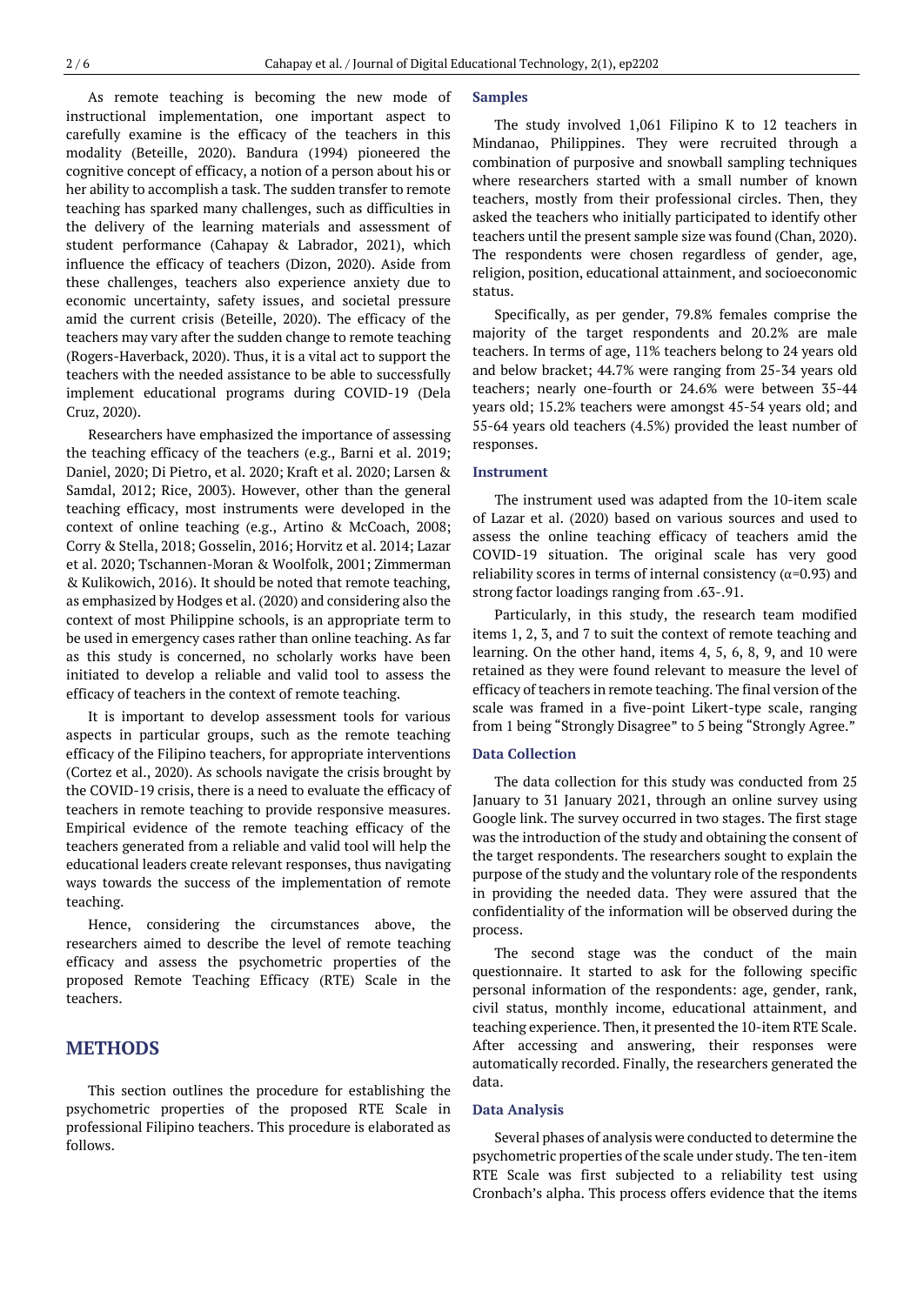As remote teaching is becoming the new mode of instructional implementation, one important aspect to carefully examine is the efficacy of the teachers in this modality (Beteille, 2020). Bandura (1994) pioneered the cognitive concept of efficacy, a notion of a person about his or her ability to accomplish a task. The sudden transfer to remote teaching has sparked many challenges, such as difficulties in the delivery of the learning materials and assessment of student performance (Cahapay & Labrador, 2021), which influence the efficacy of teachers (Dizon, 2020). Aside from these challenges, teachers also experience anxiety due to economic uncertainty, safety issues, and societal pressure amid the current crisis (Beteille, 2020). The efficacy of the teachers may vary after the sudden change to remote teaching (Rogers-Haverback, 2020). Thus, it is a vital act to support the teachers with the needed assistance to be able to successfully implement educational programs during COVID-19 (Dela Cruz, 2020).

Researchers have emphasized the importance of assessing the teaching efficacy of the teachers (e.g., Barni et al. 2019; Daniel, 2020; Di Pietro, et al. 2020; Kraft et al. 2020; Larsen & Samdal, 2012; Rice, 2003). However, other than the general teaching efficacy, most instruments were developed in the context of online teaching (e.g., Artino & McCoach, 2008; Corry & Stella, 2018; Gosselin, 2016; Horvitz et al. 2014; Lazar et al. 2020; Tschannen-Moran & Woolfolk, 2001; Zimmerman & Kulikowich, 2016). It should be noted that remote teaching, as emphasized by Hodges et al. (2020) and considering also the context of most Philippine schools, is an appropriate term to be used in emergency cases rather than online teaching. As far as this study is concerned, no scholarly works have been initiated to develop a reliable and valid tool to assess the efficacy of teachers in the context of remote teaching.

It is important to develop assessment tools for various aspects in particular groups, such as the remote teaching efficacy of the Filipino teachers, for appropriate interventions (Cortez et al., 2020). As schools navigate the crisis brought by the COVID-19 crisis, there is a need to evaluate the efficacy of teachers in remote teaching to provide responsive measures. Empirical evidence of the remote teaching efficacy of the teachers generated from a reliable and valid tool will help the educational leaders create relevant responses, thus navigating ways towards the success of the implementation of remote teaching.

Hence, considering the circumstances above, the researchers aimed to describe the level of remote teaching efficacy and assess the psychometric properties of the proposed Remote Teaching Efficacy (RTE) Scale in the teachers.

## METHODS

This section outlines the procedure for establishing the psychometric properties of the proposed RTE Scale in professional Filipino teachers. This procedure is elaborated as follows.

### Samples

The study involved 1,061 Filipino K to 12 teachers in Mindanao, Philippines. They were recruited through a combination of purposive and snowball sampling techniques where researchers started with a small number of known teachers, mostly from their professional circles. Then, they asked the teachers who initially participated to identify other teachers until the present sample size was found (Chan, 2020). The respondents were chosen regardless of gender, age, religion, position, educational attainment, and socioeconomic status.

Specifically, as per gender, 79.8% females comprise the majority of the target respondents and 20.2% are male teachers. In terms of age, 11% teachers belong to 24 years old and below bracket; 44.7% were ranging from 25-34 years old teachers; nearly one-fourth or 24.6% were between 35-44 years old; 15.2% teachers were amongst 45-54 years old; and 55-64 years old teachers (4.5%) provided the least number of responses.

### Instrument

The instrument used was adapted from the 10-item scale of Lazar et al. (2020) based on various sources and used to assess the online teaching efficacy of teachers amid the COVID-19 situation. The original scale has very good reliability scores in terms of internal consistency ($\alpha$=0.93) and strong factor loadings ranging from .63-.91.

Particularly, in this study, the research team modified items 1, 2, 3, and 7 to suit the context of remote teaching and learning. On the other hand, items 4, 5, 6, 8, 9, and 10 were retained as they were found relevant to measure the level of efficacy of teachers in remote teaching. The final version of the scale was framed in a five-point Likert-type scale, ranging from 1 being "Strongly Disagree" to 5 being "Strongly Agree."

### Data Collection

The data collection for this study was conducted from 25 January to 31 January 2021, through an online survey using Google link. The survey occurred in two stages. The first stage was the introduction of the study and obtaining the consent of the target respondents. The researchers sought to explain the purpose of the study and the voluntary role of the respondents in providing the needed data. They were assured that the confidentiality of the information will be observed during the process.

The second stage was the conduct of the main questionnaire. It started to ask for the following specific personal information of the respondents: age, gender, rank, civil status, monthly income, educational attainment, and teaching experience. Then, it presented the 10-item RTE Scale. After accessing and answering, their responses were automatically recorded. Finally, the researchers generated the data.

### Data Analysis

Several phases of analysis were conducted to determine the psychometric properties of the scale under study. The ten-item RTE Scale was first subjected to a reliability test using Cronbach's alpha. This process offers evidence that the items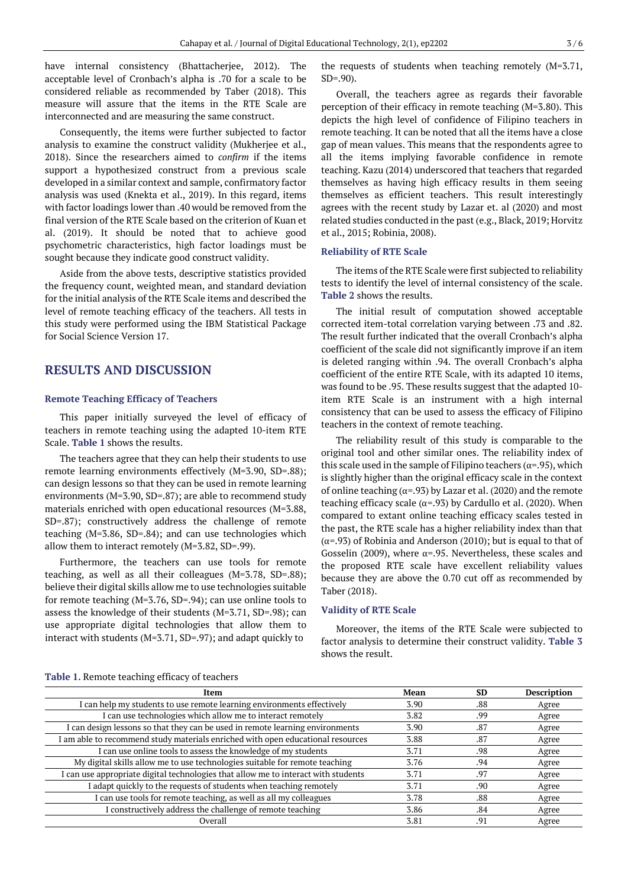have internal consistency (Bhattacherjee, 2012). The acceptable level of Cronbach's alpha is .70 for a scale to be considered reliable as recommended by Taber (2018). This measure will assure that the items in the RTE Scale are interconnected and are measuring the same construct.

Consequently, the items were further subjected to factor analysis to examine the construct validity (Mukherjee et al., 2018). Since the researchers aimed to *confirm* if the items support a hypothesized construct from a previous scale developed in a similar context and sample, confirmatory factor analysis was used (Knekta et al., 2019). In this regard, items with factor loadings lower than .40 would be removed from the final version of the RTE Scale based on the criterion of Kuan et al. (2019). It should be noted that to achieve good psychometric characteristics, high factor loadings must be sought because they indicate good construct validity.

Aside from the above tests, descriptive statistics provided the frequency count, weighted mean, and standard deviation for the initial analysis of the RTE Scale items and described the level of remote teaching efficacy of the teachers. All tests in this study were performed using the IBM Statistical Package for Social Science Version 17.

## RESULTS AND DISCUSSION

### Remote Teaching Efficacy of Teachers

This paper initially surveyed the level of efficacy of teachers in remote teaching using the adapted 10-item RTE Scale. **Table 1** shows the results.

The teachers agree that they can help their students to use remote learning environments effectively (M=3.90, SD=.88); can design lessons so that they can be used in remote learning environments (M=3.90, SD=.87); are able to recommend study materials enriched with open educational resources (M=3.88, SD=.87); constructively address the challenge of remote teaching (M=3.86, SD=.84); and can use technologies which allow them to interact remotely (M=3.82, SD=.99).

Furthermore, the teachers can use tools for remote teaching, as well as all their colleagues (M=3.78, SD=.88); believe their digital skills allow me to use technologies suitable for remote teaching (M=3.76, SD=.94); can use online tools to assess the knowledge of their students (M=3.71, SD=.98); can use appropriate digital technologies that allow them to interact with students (M=3.71, SD=.97); and adapt quickly to the requests of students when teaching remotely (M=3.71, SD=.90).

Overall, the teachers agree as regards their favorable perception of their efficacy in remote teaching (M=3.80). This depicts the high level of confidence of Filipino teachers in remote teaching. It can be noted that all the items have a close gap of mean values. This means that the respondents agree to all the items implying favorable confidence in remote teaching. Kazu (2014) underscored that teachers that regarded themselves as having high efficacy results in them seeing themselves as efficient teachers. This result interestingly agrees with the recent study by Lazar et. al (2020) and most related studies conducted in the past (e.g., Black, 2019; Horvitz et al., 2015; Robinia, 2008).

### Reliability of RTE Scale

The items of the RTE Scale were first subjected to reliability tests to identify the level of internal consistency of the scale. **Table 2** shows the results.

The initial result of computation showed acceptable corrected item-total correlation varying between .73 and .82. The result further indicated that the overall Cronbach's alpha coefficient of the scale did not significantly improve if an item is deleted ranging within .94. The overall Cronbach's alpha coefficient of the entire RTE Scale, with its adapted 10 items, was found to be .95. These results suggest that the adapted 10-item RTE Scale is an instrument with a high internal consistency that can be used to assess the efficacy of Filipino teachers in the context of remote teaching.

The reliability result of this study is comparable to the original tool and other similar ones. The reliability index of this scale used in the sample of Filipino teachers ($\alpha$=.95), which is slightly higher than the original efficacy scale in the context of online teaching ($\alpha$=.93) by Lazar et al. (2020) and the remote teaching efficacy scale ($\alpha$=.93) by Cardullo et al. (2020). When compared to extant online teaching efficacy scales tested in the past, the RTE scale has a higher reliability index than that ($\alpha$=.93) of Robinia and Anderson (2010); but is equal to that of Gosselin (2009), where $\alpha$=.95. Nevertheless, these scales and the proposed RTE scale have excellent reliability values because they are above the 0.70 cut off as recommended by Taber (2018).

### Validity of RTE Scale

Moreover, the items of the RTE Scale were subjected to factor analysis to determine their construct validity. **Table 3** shows the result.

**Table 1.** Remote teaching efficacy of teachers

| Item | Mean | SD | Description |
|---|---|---|---|
| I can help my students to use remote learning environments effectively | 3.90 | .88 | Agree |
| I can use technologies which allow me to interact remotely | 3.82 | .99 | Agree |
| I can design lessons so that they can be used in remote learning environments | 3.90 | .87 | Agree |
| I am able to recommend study materials enriched with open educational resources | 3.88 | .87 | Agree |
| I can use online tools to assess the knowledge of my students | 3.71 | .98 | Agree |
| My digital skills allow me to use technologies suitable for remote teaching | 3.76 | .94 | Agree |
| I can use appropriate digital technologies that allow me to interact with students | 3.71 | .97 | Agree |
| I adapt quickly to the requests of students when teaching remotely | 3.71 | .90 | Agree |
| I can use tools for remote teaching, as well as all my colleagues | 3.78 | .88 | Agree |
| I constructively address the challenge of remote teaching | 3.86 | .84 | Agree |
| Overall | 3.81 | .91 | Agree |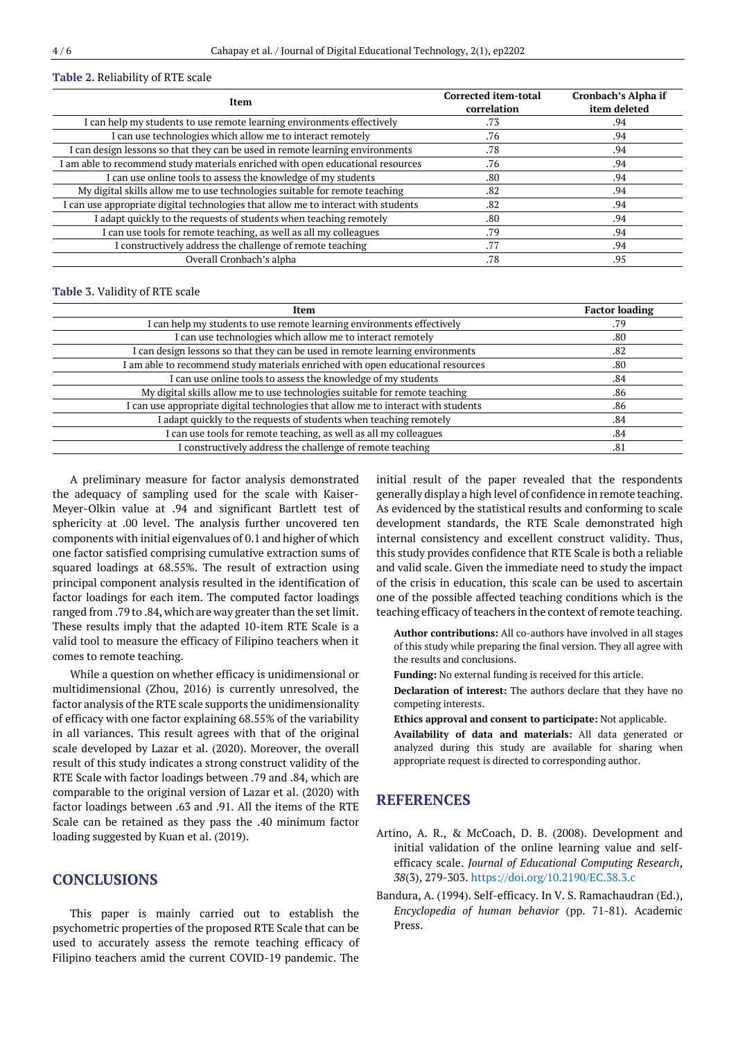**Table 2.** Reliability of RTE scale

| Item | Corrected item-total correlation | Cronbach's Alpha if item deleted |
|---|---|---|
| I can help my students to use remote learning environments effectively | .73 | .94 |
| I can use technologies which allow me to interact remotely | .76 | .94 |
| I can design lessons so that they can be used in remote learning environments | .78 | .94 |
| I am able to recommend study materials enriched with open educational resources | .76 | .94 |
| I can use online tools to assess the knowledge of my students | .80 | .94 |
| My digital skills allow me to use technologies suitable for remote teaching | .82 | .94 |
| I can use appropriate digital technologies that allow me to interact with students | .82 | .94 |
| I adapt quickly to the requests of students when teaching remotely | .80 | .94 |
| I can use tools for remote teaching, as well as all my colleagues | .79 | .94 |
| I constructively address the challenge of remote teaching | .77 | .94 |
| Overall Cronbach's alpha | .78 | .95 |

**Table 3.** Validity of RTE scale

| Item | Factor loading |
|---|---|
| I can help my students to use remote learning environments effectively | .79 |
| I can use technologies which allow me to interact remotely | .80 |
| I can design lessons so that they can be used in remote learning environments | .82 |
| I am able to recommend study materials enriched with open educational resources | .80 |
| I can use online tools to assess the knowledge of my students | .84 |
| My digital skills allow me to use technologies suitable for remote teaching | .86 |
| I can use appropriate digital technologies that allow me to interact with students | .86 |
| I adapt quickly to the requests of students when teaching remotely | .84 |
| I can use tools for remote teaching, as well as all my colleagues | .84 |
| I constructively address the challenge of remote teaching | .81 |

A preliminary measure for factor analysis demonstrated the adequacy of sampling used for the scale with Kaiser-Meyer-Olkin value at .94 and significant Bartlett test of sphericity at .00 level. The analysis further uncovered ten components with initial eigenvalues of 0.1 and higher of which one factor satisfied comprising cumulative extraction sums of squared loadings at 68.55%. The result of extraction using principal component analysis resulted in the identification of factor loadings for each item. The computed factor loadings ranged from .79 to .84, which are way greater than the set limit. These results imply that the adapted 10-item RTE Scale is a valid tool to measure the efficacy of Filipino teachers when it comes to remote teaching.

While a question on whether efficacy is unidimensional or multidimensional (Zhou, 2016) is currently unresolved, the factor analysis of the RTE scale supports the unidimensionality of efficacy with one factor explaining 68.55% of the variability in all variances. This result agrees with that of the original scale developed by Lazar et al. (2020). Moreover, the overall result of this study indicates a strong construct validity of the RTE Scale with factor loadings between .79 and .84, which are comparable to the original version of Lazar et al. (2020) with factor loadings between .63 and .91. All the items of the RTE Scale can be retained as they pass the .40 minimum factor loading suggested by Kuan et al. (2019).

## CONCLUSIONS

This paper is mainly carried out to establish the psychometric properties of the proposed RTE Scale that can be used to accurately assess the remote teaching efficacy of Filipino teachers amid the current COVID-19 pandemic. The initial result of the paper revealed that the respondents generally display a high level of confidence in remote teaching. As evidenced by the statistical results and conforming to scale development standards, the RTE Scale demonstrated high internal consistency and excellent construct validity. Thus, this study provides confidence that RTE Scale is both a reliable and valid scale. Given the immediate need to study the impact of the crisis in education, this scale can be used to ascertain one of the possible affected teaching conditions which is the teaching efficacy of teachers in the context of remote teaching.

**Author contributions:** All co-authors have involved in all stages of this study while preparing the final version. They all agree with the results and conclusions.

**Funding:** No external funding is received for this article.

**Declaration of interest:** The authors declare that they have no competing interests.

**Ethics approval and consent to participate:** Not applicable.

**Availability of data and materials:** All data generated or analyzed during this study are available for sharing when appropriate request is directed to corresponding author.

## REFERENCES

Artino, A. R., & McCoach, D. B. (2008). Development and initial validation of the online learning value and self-efficacy scale. *Journal of Educational Computing Research*, *38*(3), 279-303. https://doi.org/10.2190/EC.38.3.c

Bandura, A. (1994). Self-efficacy. In V. S. Ramachaudran (Ed.), *Encyclopedia of human behavior* (pp. 71-81). Academic Press.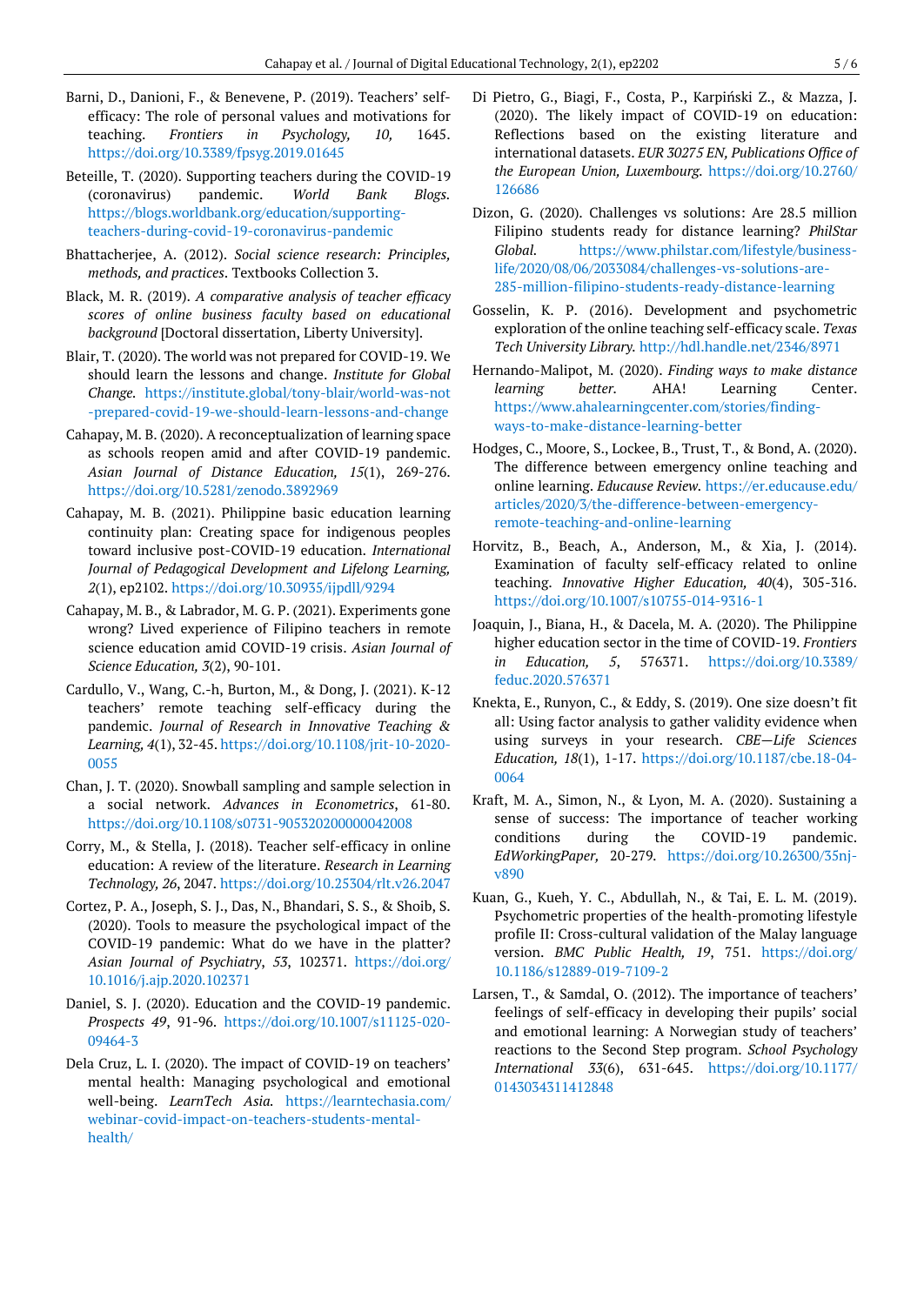Barni, D., Danioni, F., & Benevene, P. (2019). Teachers' self-efficacy: The role of personal values and motivations for teaching. *Frontiers in Psychology, 10,* 1645. https://doi.org/10.3389/fpsyg.2019.01645

Beteille, T. (2020). Supporting teachers during the COVID-19 (coronavirus) pandemic. *World Bank Blogs*. https://blogs.worldbank.org/education/supporting-teachers-during-covid-19-coronavirus-pandemic

Bhattacherjee, A. (2012). *Social science research: Principles, methods, and practices*. Textbooks Collection 3.

Black, M. R. (2019). *A comparative analysis of teacher efficacy scores of online business faculty based on educational background* [Doctoral dissertation, Liberty University].

Blair, T. (2020). The world was not prepared for COVID-19. We should learn the lessons and change. *Institute for Global Change*. https://institute.global/tony-blair/world-was-not-prepared-covid-19-we-should-learn-lessons-and-change

Cahapay, M. B. (2020). A reconceptualization of learning space as schools reopen amid and after COVID-19 pandemic. *Asian Journal of Distance Education, 15*(1), 269-276. https://doi.org/10.5281/zenodo.3892969

Cahapay, M. B. (2021). Philippine basic education learning continuity plan: Creating space for indigenous peoples toward inclusive post-COVID-19 education. *International Journal of Pedagogical Development and Lifelong Learning, 2*(1), ep2102. https://doi.org/10.30935/ijpdll/9294

Cahapay, M. B., & Labrador, M. G. P. (2021). Experiments gone wrong? Lived experience of Filipino teachers in remote science education amid COVID-19 crisis. *Asian Journal of Science Education, 3*(2), 90-101.

Cardullo, V., Wang, C.-h, Burton, M., & Dong, J. (2021). K-12 teachers' remote teaching self-efficacy during the pandemic. *Journal of Research in Innovative Teaching & Learning, 4*(1), 32-45. https://doi.org/10.1108/jrit-10-2020-0055

Chan, J. T. (2020). Snowball sampling and sample selection in a social network. *Advances in Econometrics*, 61-80. https://doi.org/10.1108/s0731-905320200000042008

Corry, M., & Stella, J. (2018). Teacher self-efficacy in online education: A review of the literature. *Research in Learning Technology, 26*, 2047. https://doi.org/10.25304/rlt.v26.2047

Cortez, P. A., Joseph, S. J., Das, N., Bhandari, S. S., & Shoib, S. (2020). Tools to measure the psychological impact of the COVID-19 pandemic: What do we have in the platter? *Asian Journal of Psychiatry*, *53*, 102371. https://doi.org/10.1016/j.ajp.2020.102371

Daniel, S. J. (2020). Education and the COVID-19 pandemic. *Prospects 49*, 91-96. https://doi.org/10.1007/s11125-020-09464-3

Dela Cruz, L. I. (2020). The impact of COVID-19 on teachers' mental health: Managing psychological and emotional well-being. *LearnTech Asia*. https://learntechasia.com/webinar-covid-impact-on-teachers-students-mental-health/

Di Pietro, G., Biagi, F., Costa, P., Karpiński Z., & Mazza, J. (2020). The likely impact of COVID-19 on education: Reflections based on the existing literature and international datasets. *EUR 30275 EN, Publications Office of the European Union, Luxembourg*. https://doi.org/10.2760/126686

Dizon, G. (2020). Challenges vs solutions: Are 28.5 million Filipino students ready for distance learning? *PhilStar Global*. https://www.philstar.com/lifestyle/business-life/2020/08/06/2033084/challenges-vs-solutions-are-285-million-filipino-students-ready-distance-learning

Gosselin, K. P. (2016). Development and psychometric exploration of the online teaching self-efficacy scale. *Texas Tech University Library*. http://hdl.handle.net/2346/8971

Hernando-Malipot, M. (2020). *Finding ways to make distance learning better*. AHA! Learning Center. https://www.ahalearningcenter.com/stories/finding-ways-to-make-distance-learning-better

Hodges, C., Moore, S., Lockee, B., Trust, T., & Bond, A. (2020). The difference between emergency online teaching and online learning. *Educause Review*. https://er.educause.edu/articles/2020/3/the-difference-between-emergency-remote-teaching-and-online-learning

Horvitz, B., Beach, A., Anderson, M., & Xia, J. (2014). Examination of faculty self-efficacy related to online teaching. *Innovative Higher Education, 40*(4), 305-316. https://doi.org/10.1007/s10755-014-9316-1

Joaquin, J., Biana, H., & Dacela, M. A. (2020). The Philippine higher education sector in the time of COVID-19. *Frontiers in Education, 5*, 576371. https://doi.org/10.3389/feduc.2020.576371

Knekta, E., Runyon, C., & Eddy, S. (2019). One size doesn't fit all: Using factor analysis to gather validity evidence when using surveys in your research. *CBE—Life Sciences Education, 18*(1), 1-17. https://doi.org/10.1187/cbe.18-04-0064

Kraft, M. A., Simon, N., & Lyon, M. A. (2020). Sustaining a sense of success: The importance of teacher working conditions during the COVID-19 pandemic. *EdWorkingPaper,* 20-279. https://doi.org/10.26300/35nj-v890

Kuan, G., Kueh, Y. C., Abdullah, N., & Tai, E. L. M. (2019). Psychometric properties of the health-promoting lifestyle profile II: Cross-cultural validation of the Malay language version. *BMC Public Health, 19*, 751. https://doi.org/10.1186/s12889-019-7109-2

Larsen, T., & Samdal, O. (2012). The importance of teachers' feelings of self-efficacy in developing their pupils' social and emotional learning: A Norwegian study of teachers' reactions to the Second Step program. *School Psychology International 33*(6), 631-645. https://doi.org/10.1177/0143034311412848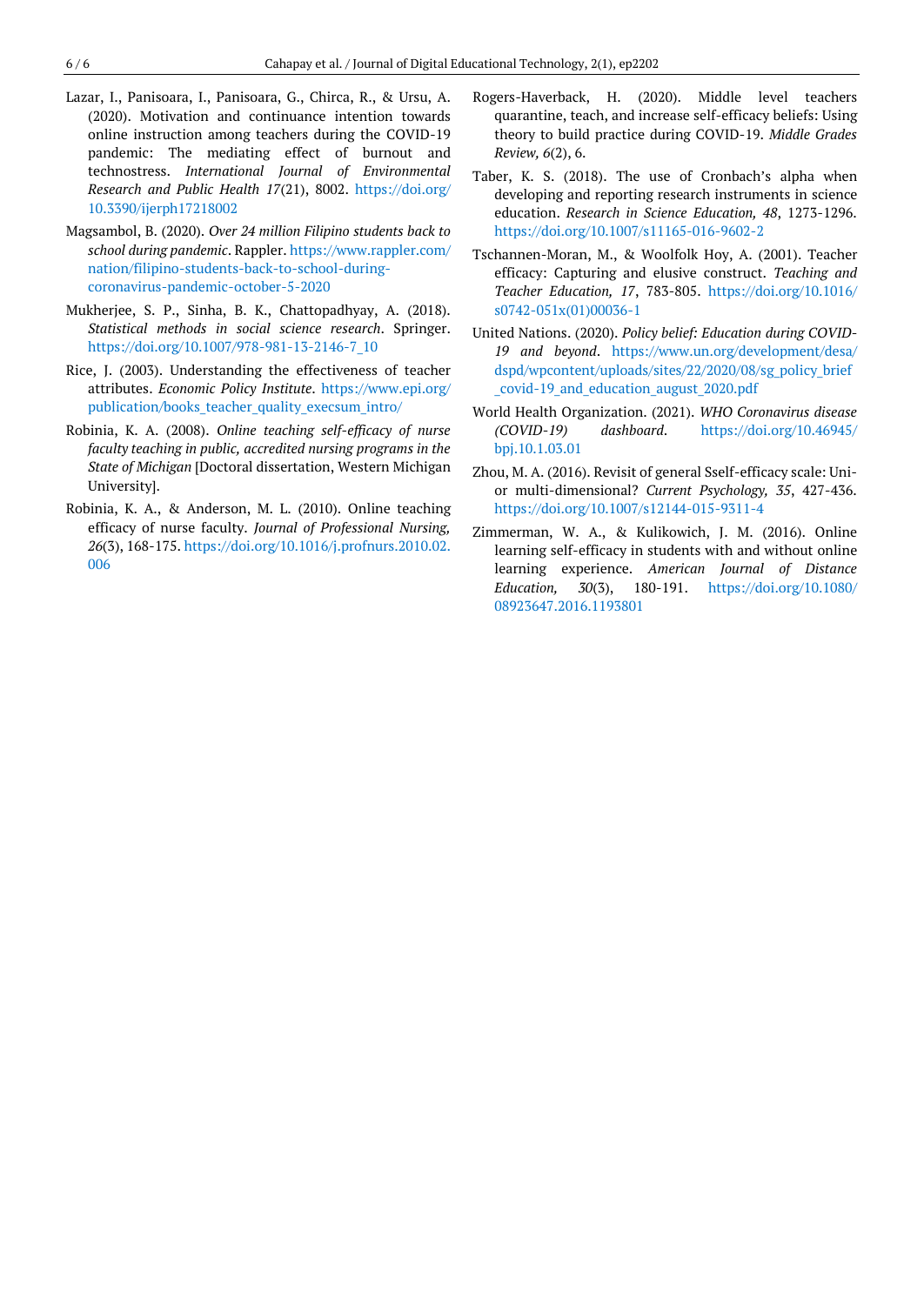Lazar, I., Panisoara, I., Panisoara, G., Chirca, R., & Ursu, A. (2020). Motivation and continuance intention towards online instruction among teachers during the COVID-19 pandemic: The mediating effect of burnout and technostress. *International Journal of Environmental Research and Public Health 17*(21), 8002. https://doi.org/10.3390/ijerph17218002

Magsambol, B. (2020). *Over 24 million Filipino students back to school during pandemic*. Rappler. https://www.rappler.com/nation/filipino-students-back-to-school-during-coronavirus-pandemic-october-5-2020

Mukherjee, S. P., Sinha, B. K., Chattopadhyay, A. (2018). *Statistical methods in social science research*. Springer. https://doi.org/10.1007/978-981-13-2146-7_10

Rice, J. (2003). Understanding the effectiveness of teacher attributes. *Economic Policy Institute*. https://www.epi.org/publication/books_teacher_quality_execsum_intro/

Robinia, K. A. (2008). *Online teaching self-efficacy of nurse faculty teaching in public, accredited nursing programs in the State of Michigan* [Doctoral dissertation, Western Michigan University].

Robinia, K. A., & Anderson, M. L. (2010). Online teaching efficacy of nurse faculty. *Journal of Professional Nursing, 26*(3), 168-175. https://doi.org/10.1016/j.profnurs.2010.02.006

Rogers-Haverback, H. (2020). Middle level teachers quarantine, teach, and increase self-efficacy beliefs: Using theory to build practice during COVID-19. *Middle Grades Review, 6*(2), 6.

Taber, K. S. (2018). The use of Cronbach's alpha when developing and reporting research instruments in science education. *Research in Science Education, 48*, 1273-1296. https://doi.org/10.1007/s11165-016-9602-2

Tschannen-Moran, M., & Woolfolk Hoy, A. (2001). Teacher efficacy: Capturing and elusive construct. *Teaching and Teacher Education, 17*, 783-805. https://doi.org/10.1016/s0742-051x(01)00036-1

United Nations. (2020). *Policy belief: Education during COVID-19 and beyond*. https://www.un.org/development/desa/dspd/wpcontent/uploads/sites/22/2020/08/sg_policy_brief_covid-19_and_education_august_2020.pdf

World Health Organization. (2021). *WHO Coronavirus disease (COVID-19) dashboard*. https://doi.org/10.46945/bpj.10.1.03.01

Zhou, M. A. (2016). Revisit of general Sself-efficacy scale: Uni- or multi-dimensional? *Current Psychology, 35*, 427-436. https://doi.org/10.1007/s12144-015-9311-4

Zimmerman, W. A., & Kulikowich, J. M. (2016). Online learning self-efficacy in students with and without online learning experience. *American Journal of Distance Education, 30*(3), 180-191. https://doi.org/10.1080/08923647.2016.1193801